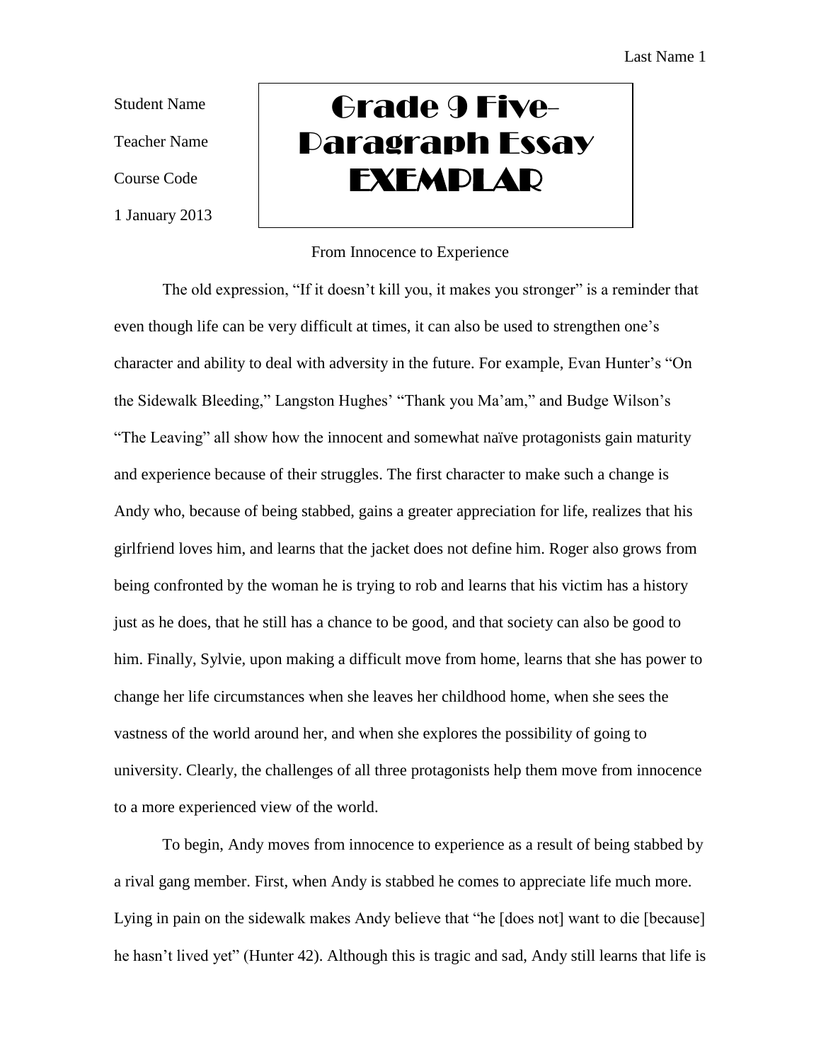Student Name

Teacher Name

Course Code

1 January 2013

**Grade 9 Five-Paragraph Essay EXEMPLAR**

From Innocence to Experience

The old expression, "If it doesn't kill you, it makes you stronger" is a reminder that even though life can be very difficult at times, it can also be used to strengthen one's character and ability to deal with adversity in the future. For example, Evan Hunter's "On the Sidewalk Bleeding," Langston Hughes' "Thank you Ma'am," and Budge Wilson's "The Leaving" all show how the innocent and somewhat naïve protagonists gain maturity and experience because of their struggles. The first character to make such a change is Andy who, because of being stabbed, gains a greater appreciation for life, realizes that his girlfriend loves him, and learns that the jacket does not define him. Roger also grows from being confronted by the woman he is trying to rob and learns that his victim has a history just as he does, that he still has a chance to be good, and that society can also be good to him. Finally, Sylvie, upon making a difficult move from home, learns that she has power to change her life circumstances when she leaves her childhood home, when she sees the vastness of the world around her, and when she explores the possibility of going to university. Clearly, the challenges of all three protagonists help them move from innocence to a more experienced view of the world.

To begin, Andy moves from innocence to experience as a result of being stabbed by a rival gang member. First, when Andy is stabbed he comes to appreciate life much more. Lying in pain on the sidewalk makes Andy believe that "he [does not] want to die [because] he hasn't lived yet" (Hunter 42). Although this is tragic and sad, Andy still learns that life is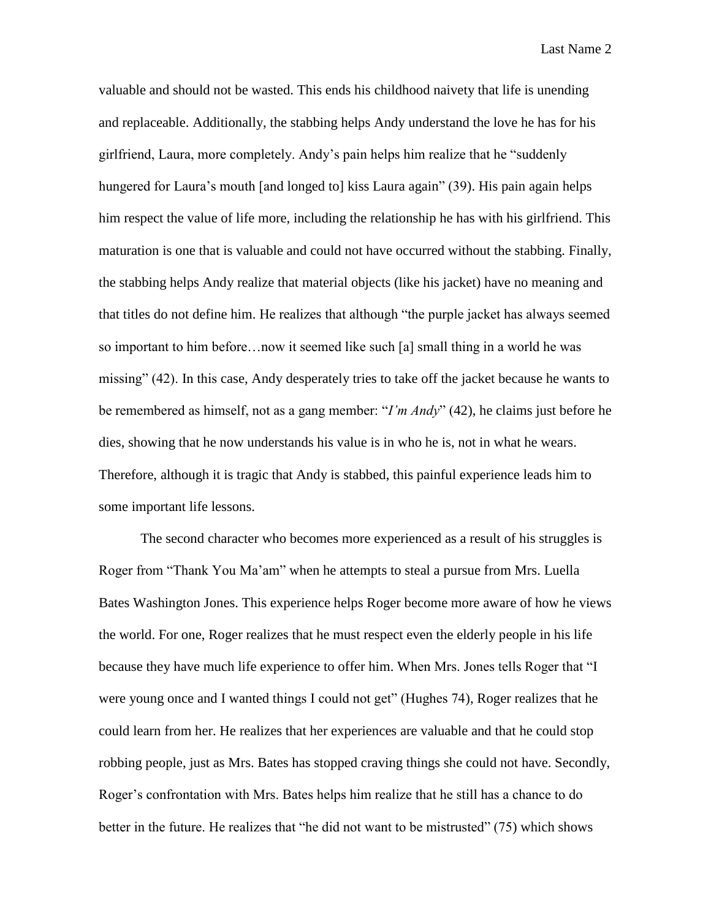valuable and should not be wasted. This ends his childhood naivety that life is unending and replaceable. Additionally, the stabbing helps Andy understand the love he has for his girlfriend, Laura, more completely. Andy's pain helps him realize that he "suddenly hungered for Laura's mouth [and longed to] kiss Laura again" (39). His pain again helps him respect the value of life more, including the relationship he has with his girlfriend. This maturation is one that is valuable and could not have occurred without the stabbing. Finally, the stabbing helps Andy realize that material objects (like his jacket) have no meaning and that titles do not define him. He realizes that although "the purple jacket has always seemed so important to him before…now it seemed like such [a] small thing in a world he was missing" (42). In this case, Andy desperately tries to take off the jacket because he wants to be remembered as himself, not as a gang member: "*I'm Andy*" (42), he claims just before he dies, showing that he now understands his value is in who he is, not in what he wears. Therefore, although it is tragic that Andy is stabbed, this painful experience leads him to some important life lessons.

The second character who becomes more experienced as a result of his struggles is Roger from "Thank You Ma'am" when he attempts to steal a pursue from Mrs. Luella Bates Washington Jones. This experience helps Roger become more aware of how he views the world. For one, Roger realizes that he must respect even the elderly people in his life because they have much life experience to offer him. When Mrs. Jones tells Roger that "I were young once and I wanted things I could not get" (Hughes 74), Roger realizes that he could learn from her. He realizes that her experiences are valuable and that he could stop robbing people, just as Mrs. Bates has stopped craving things she could not have. Secondly, Roger's confrontation with Mrs. Bates helps him realize that he still has a chance to do better in the future. He realizes that "he did not want to be mistrusted" (75) which shows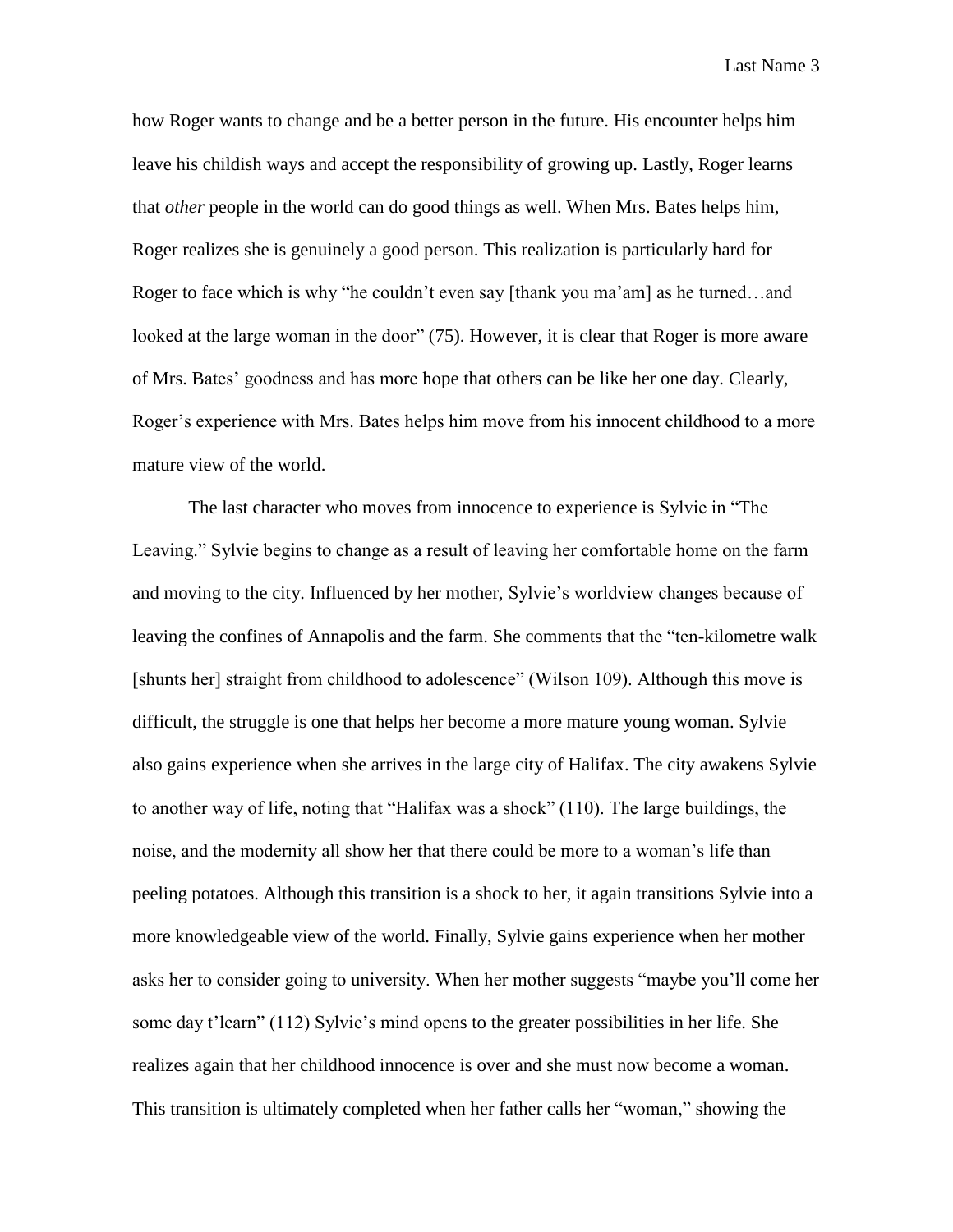how Roger wants to change and be a better person in the future. His encounter helps him leave his childish ways and accept the responsibility of growing up. Lastly, Roger learns that *other* people in the world can do good things as well. When Mrs. Bates helps him, Roger realizes she is genuinely a good person. This realization is particularly hard for Roger to face which is why "he couldn't even say [thank you ma'am] as he turned…and looked at the large woman in the door" (75). However, it is clear that Roger is more aware of Mrs. Bates' goodness and has more hope that others can be like her one day. Clearly, Roger's experience with Mrs. Bates helps him move from his innocent childhood to a more mature view of the world.

The last character who moves from innocence to experience is Sylvie in "The Leaving." Sylvie begins to change as a result of leaving her comfortable home on the farm and moving to the city. Influenced by her mother, Sylvie's worldview changes because of leaving the confines of Annapolis and the farm. She comments that the "ten-kilometre walk [shunts her] straight from childhood to adolescence" (Wilson 109). Although this move is difficult, the struggle is one that helps her become a more mature young woman. Sylvie also gains experience when she arrives in the large city of Halifax. The city awakens Sylvie to another way of life, noting that "Halifax was a shock" (110). The large buildings, the noise, and the modernity all show her that there could be more to a woman's life than peeling potatoes. Although this transition is a shock to her, it again transitions Sylvie into a more knowledgeable view of the world. Finally, Sylvie gains experience when her mother asks her to consider going to university. When her mother suggests "maybe you'll come her some day t'learn" (112) Sylvie's mind opens to the greater possibilities in her life. She realizes again that her childhood innocence is over and she must now become a woman. This transition is ultimately completed when her father calls her "woman," showing the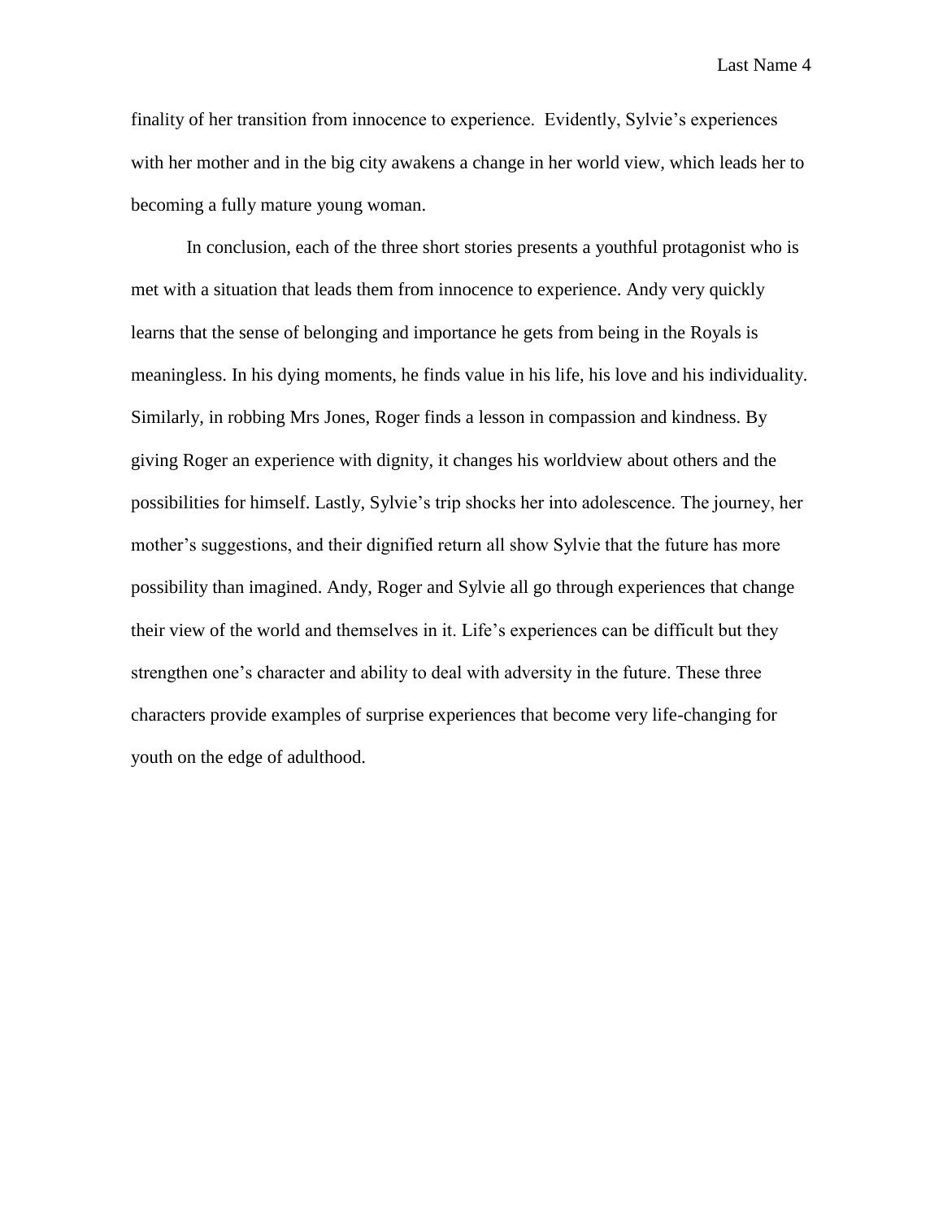finality of her transition from innocence to experience. Evidently, Sylvie's experiences with her mother and in the big city awakens a change in her world view, which leads her to becoming a fully mature young woman.

In conclusion, each of the three short stories presents a youthful protagonist who is met with a situation that leads them from innocence to experience. Andy very quickly learns that the sense of belonging and importance he gets from being in the Royals is meaningless. In his dying moments, he finds value in his life, his love and his individuality. Similarly, in robbing Mrs Jones, Roger finds a lesson in compassion and kindness. By giving Roger an experience with dignity, it changes his worldview about others and the possibilities for himself. Lastly, Sylvie's trip shocks her into adolescence. The journey, her mother's suggestions, and their dignified return all show Sylvie that the future has more possibility than imagined. Andy, Roger and Sylvie all go through experiences that change their view of the world and themselves in it. Life's experiences can be difficult but they strengthen one's character and ability to deal with adversity in the future. These three characters provide examples of surprise experiences that become very life-changing for youth on the edge of adulthood.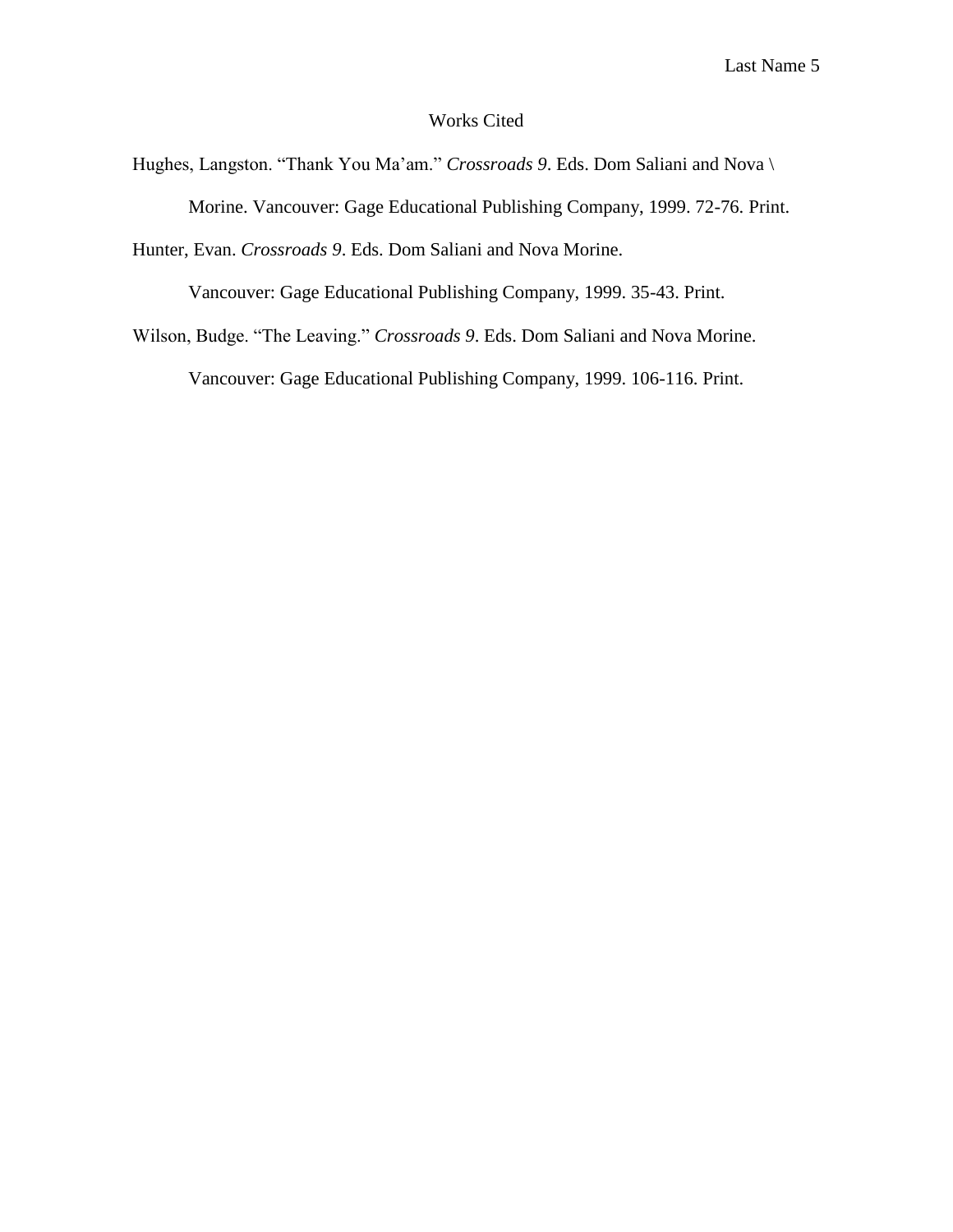# Works Cited

Hughes, Langston. "Thank You Ma'am." *Crossroads 9*. Eds. Dom Saliani and Nova \ Morine. Vancouver: Gage Educational Publishing Company, 1999. 72-76. Print.

Hunter, Evan. *Crossroads 9*. Eds. Dom Saliani and Nova Morine. Vancouver: Gage Educational Publishing Company, 1999. 35-43. Print.

Wilson, Budge. "The Leaving." *Crossroads 9*. Eds. Dom Saliani and Nova Morine. Vancouver: Gage Educational Publishing Company, 1999. 106-116. Print.